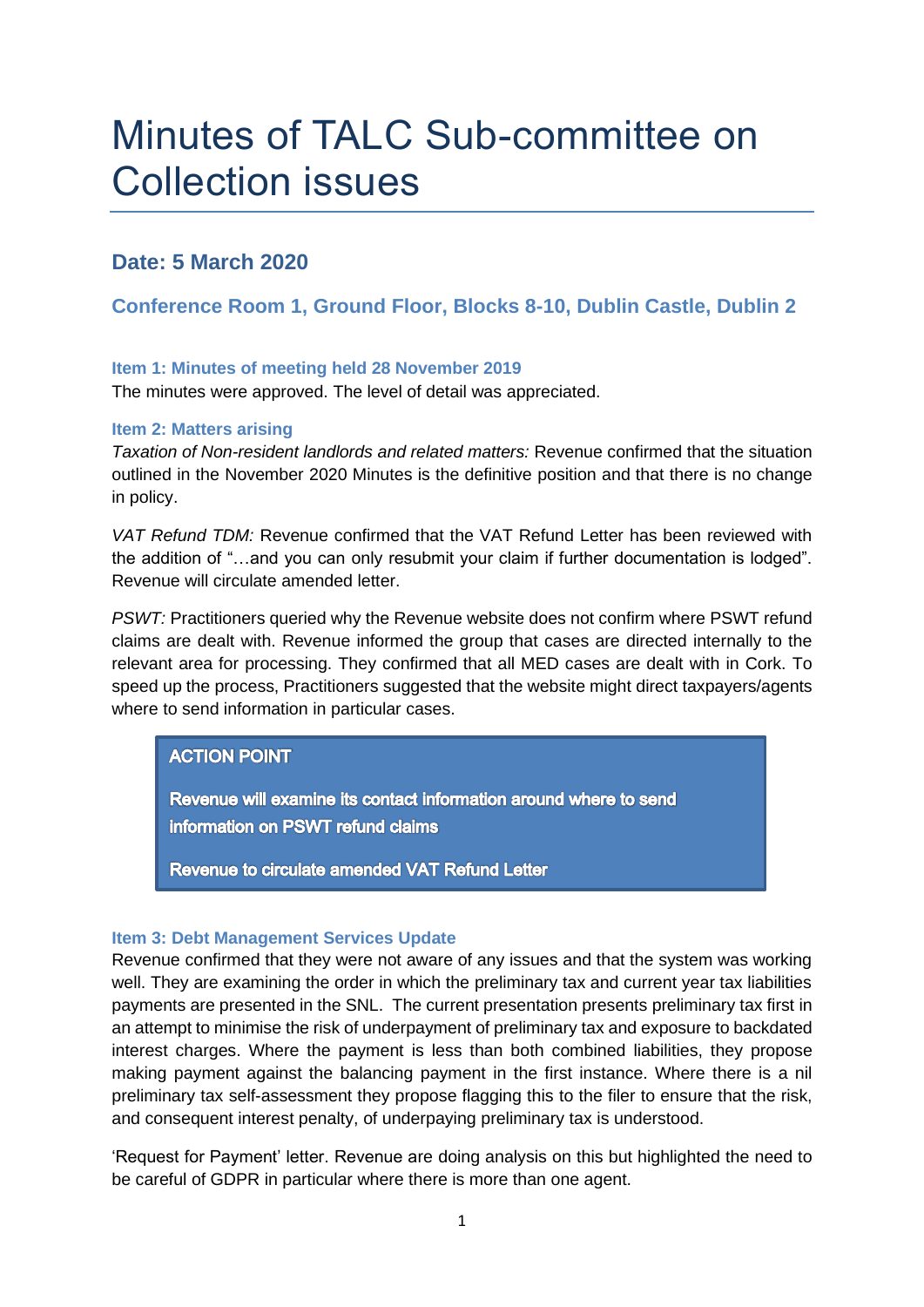# Minutes of TALC Sub-committee on Collection issues

## Date: 5 March 2020

### Conference Room 1, Ground Floor, Blocks 8-10, Dublin Castle, Dublin 2

#### Item 1: Minutes of meeting held 28 November 2019

The minutes were approved. The level of detail was appreciated.

#### Item 2: Matters arising

*Taxation of Non-resident landlords and related matters:* Revenue confirmed that the situation outlined in the November 2020 Minutes is the definitive position and that there is no change in policy.

*VAT Refund TDM:* Revenue confirmed that the VAT Refund Letter has been reviewed with the addition of "…and you can only resubmit your claim if further documentation is lodged". Revenue will circulate amended letter.

*PSWT:* Practitioners queried why the Revenue website does not confirm where PSWT refund claims are dealt with. Revenue informed the group that cases are directed internally to the relevant area for processing. They confirmed that all MED cases are dealt with in Cork. To speed up the process, Practitioners suggested that the website might direct taxpayers/agents where to send information in particular cases.

> **ACTION POINT**
>
> **Revenue will examine its contact information around where to send information on PSWT refund claims**
>
> **Revenue to circulate amended VAT Refund Letter**

#### Item 3: Debt Management Services Update

Revenue confirmed that they were not aware of any issues and that the system was working well. They are examining the order in which the preliminary tax and current year tax liabilities payments are presented in the SNL. The current presentation presents preliminary tax first in an attempt to minimise the risk of underpayment of preliminary tax and exposure to backdated interest charges. Where the payment is less than both combined liabilities, they propose making payment against the balancing payment in the first instance. Where there is a nil preliminary tax self-assessment they propose flagging this to the filer to ensure that the risk, and consequent interest penalty, of underpaying preliminary tax is understood.

'Request for Payment' letter. Revenue are doing analysis on this but highlighted the need to be careful of GDPR in particular where there is more than one agent.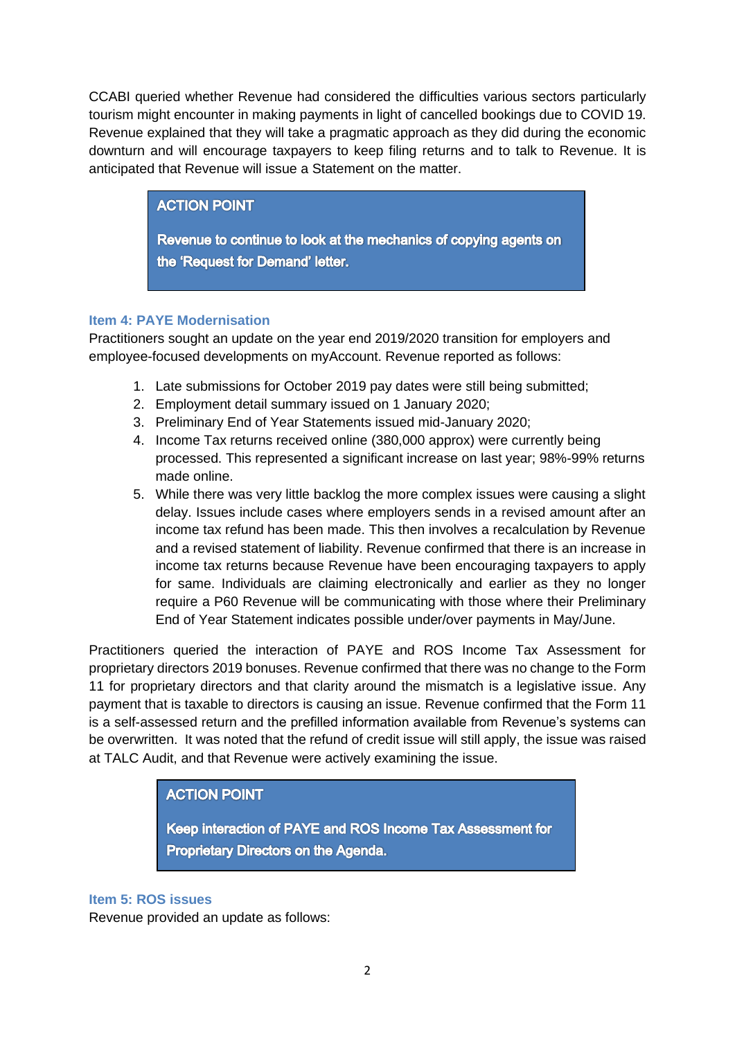CCABI queried whether Revenue had considered the difficulties various sectors particularly tourism might encounter in making payments in light of cancelled bookings due to COVID 19. Revenue explained that they will take a pragmatic approach as they did during the economic downturn and will encourage taxpayers to keep filing returns and to talk to Revenue. It is anticipated that Revenue will issue a Statement on the matter.

> **ACTION POINT**
>
> **Revenue to continue to look at the mechanics of copying agents on the 'Request for Demand' letter.**

### Item 4: PAYE Modernisation

Practitioners sought an update on the year end 2019/2020 transition for employers and employee-focused developments on myAccount. Revenue reported as follows:

1. Late submissions for October 2019 pay dates were still being submitted;
2. Employment detail summary issued on 1 January 2020;
3. Preliminary End of Year Statements issued mid-January 2020;
4. Income Tax returns received online (380,000 approx) were currently being processed. This represented a significant increase on last year; 98%-99% returns made online.
5. While there was very little backlog the more complex issues were causing a slight delay. Issues include cases where employers sends in a revised amount after an income tax refund has been made. This then involves a recalculation by Revenue and a revised statement of liability. Revenue confirmed that there is an increase in income tax returns because Revenue have been encouraging taxpayers to apply for same. Individuals are claiming electronically and earlier as they no longer require a P60 Revenue will be communicating with those where their Preliminary End of Year Statement indicates possible under/over payments in May/June.

Practitioners queried the interaction of PAYE and ROS Income Tax Assessment for proprietary directors 2019 bonuses. Revenue confirmed that there was no change to the Form 11 for proprietary directors and that clarity around the mismatch is a legislative issue. Any payment that is taxable to directors is causing an issue. Revenue confirmed that the Form 11 is a self-assessed return and the prefilled information available from Revenue's systems can be overwritten. It was noted that the refund of credit issue will still apply, the issue was raised at TALC Audit, and that Revenue were actively examining the issue.

> **ACTION POINT**
>
> **Keep interaction of PAYE and ROS Income Tax Assessment for Proprietary Directors on the Agenda.**

### Item 5: ROS issues

Revenue provided an update as follows: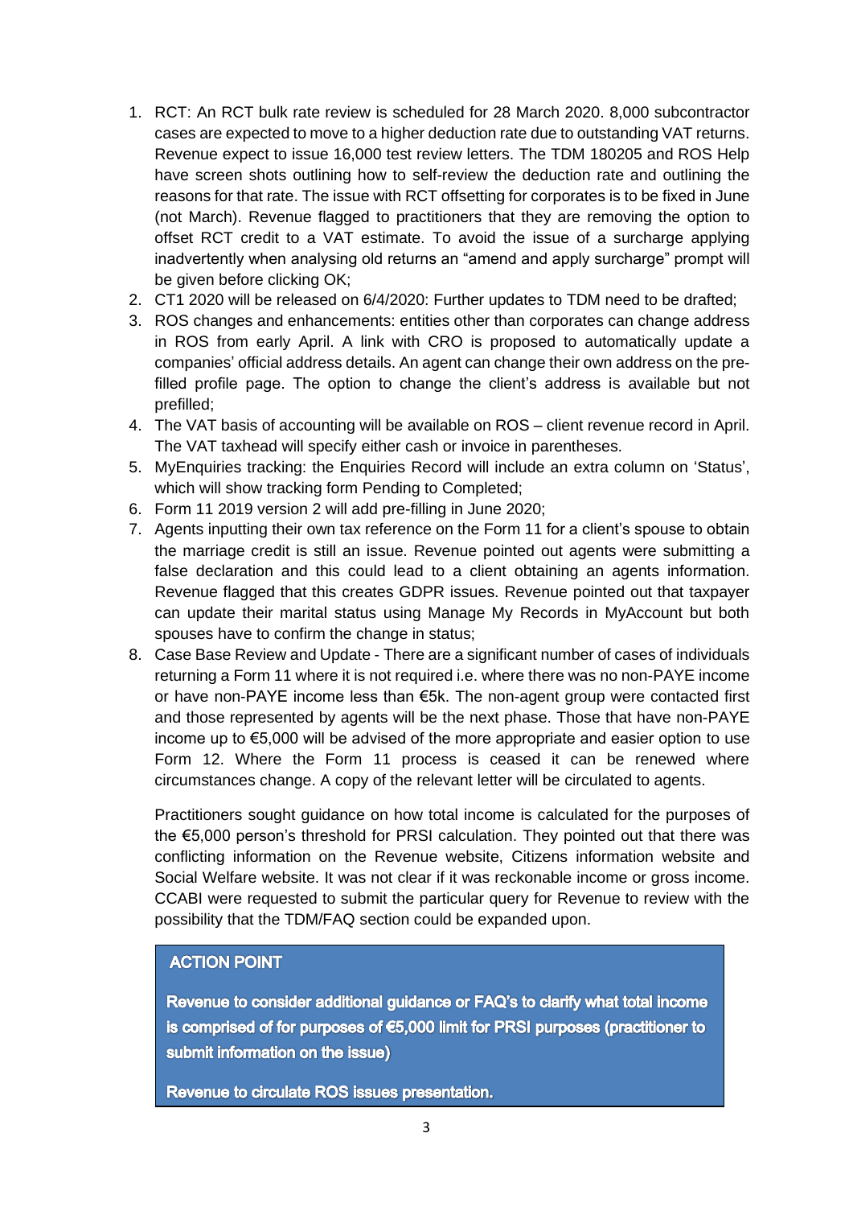1. RCT: An RCT bulk rate review is scheduled for 28 March 2020. 8,000 subcontractor cases are expected to move to a higher deduction rate due to outstanding VAT returns. Revenue expect to issue 16,000 test review letters. The TDM 180205 and ROS Help have screen shots outlining how to self-review the deduction rate and outlining the reasons for that rate. The issue with RCT offsetting for corporates is to be fixed in June (not March). Revenue flagged to practitioners that they are removing the option to offset RCT credit to a VAT estimate. To avoid the issue of a surcharge applying inadvertently when analysing old returns an "amend and apply surcharge" prompt will be given before clicking OK;
2. CT1 2020 will be released on 6/4/2020: Further updates to TDM need to be drafted;
3. ROS changes and enhancements: entities other than corporates can change address in ROS from early April. A link with CRO is proposed to automatically update a companies' official address details. An agent can change their own address on the pre-filled profile page. The option to change the client's address is available but not prefilled;
4. The VAT basis of accounting will be available on ROS – client revenue record in April. The VAT taxhead will specify either cash or invoice in parentheses.
5. MyEnquiries tracking: the Enquiries Record will include an extra column on 'Status', which will show tracking form Pending to Completed;
6. Form 11 2019 version 2 will add pre-filling in June 2020;
7. Agents inputting their own tax reference on the Form 11 for a client's spouse to obtain the marriage credit is still an issue. Revenue pointed out agents were submitting a false declaration and this could lead to a client obtaining an agents information. Revenue flagged that this creates GDPR issues. Revenue pointed out that taxpayer can update their marital status using Manage My Records in MyAccount but both spouses have to confirm the change in status;
8. Case Base Review and Update - There are a significant number of cases of individuals returning a Form 11 where it is not required i.e. where there was no non-PAYE income or have non-PAYE income less than €5k. The non-agent group were contacted first and those represented by agents will be the next phase. Those that have non-PAYE income up to €5,000 will be advised of the more appropriate and easier option to use Form 12. Where the Form 11 process is ceased it can be renewed where circumstances change. A copy of the relevant letter will be circulated to agents.

   Practitioners sought guidance on how total income is calculated for the purposes of the €5,000 person's threshold for PRSI calculation. They pointed out that there was conflicting information on the Revenue website, Citizens information website and Social Welfare website. It was not clear if it was reckonable income or gross income. CCABI were requested to submit the particular query for Revenue to review with the possibility that the TDM/FAQ section could be expanded upon.

> **ACTION POINT**
>
> **Revenue to consider additional guidance or FAQ's to clarify what total income is comprised of for purposes of €5,000 limit for PRSI purposes (practitioner to submit information on the issue)**
>
> **Revenue to circulate ROS issues presentation.**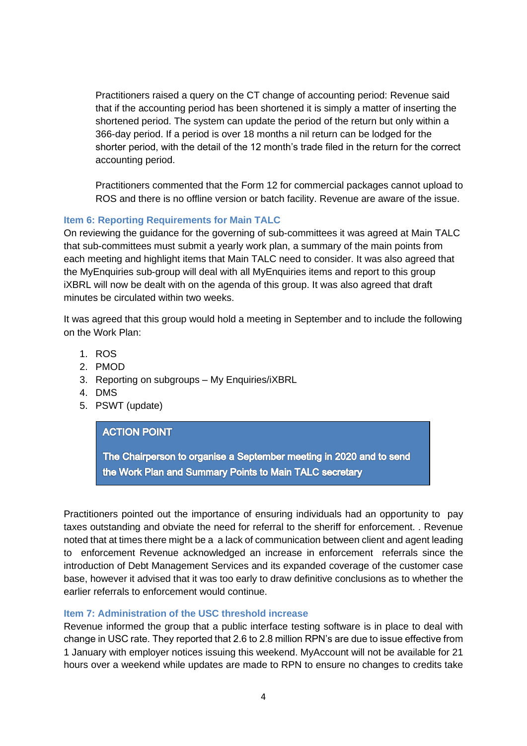Practitioners raised a query on the CT change of accounting period: Revenue said that if the accounting period has been shortened it is simply a matter of inserting the shortened period. The system can update the period of the return but only within a 366-day period. If a period is over 18 months a nil return can be lodged for the shorter period, with the detail of the 12 month's trade filed in the return for the correct accounting period.

Practitioners commented that the Form 12 for commercial packages cannot upload to ROS and there is no offline version or batch facility. Revenue are aware of the issue.

### Item 6: Reporting Requirements for Main TALC

On reviewing the guidance for the governing of sub-committees it was agreed at Main TALC that sub-committees must submit a yearly work plan, a summary of the main points from each meeting and highlight items that Main TALC need to consider. It was also agreed that the MyEnquiries sub-group will deal with all MyEnquiries items and report to this group iXBRL will now be dealt with on the agenda of this group. It was also agreed that draft minutes be circulated within two weeks.

It was agreed that this group would hold a meeting in September and to include the following on the Work Plan:

1. ROS
2. PMOD
3. Reporting on subgroups – My Enquiries/iXBRL
4. DMS
5. PSWT (update)

> **ACTION POINT**
>
> **The Chairperson to organise a September meeting in 2020 and to send the Work Plan and Summary Points to Main TALC secretary**

Practitioners pointed out the importance of ensuring individuals had an opportunity to pay taxes outstanding and obviate the need for referral to the sheriff for enforcement. . Revenue noted that at times there might be a a lack of communication between client and agent leading to enforcement Revenue acknowledged an increase in enforcement referrals since the introduction of Debt Management Services and its expanded coverage of the customer case base, however it advised that it was too early to draw definitive conclusions as to whether the earlier referrals to enforcement would continue.

### Item 7: Administration of the USC threshold increase

Revenue informed the group that a public interface testing software is in place to deal with change in USC rate. They reported that 2.6 to 2.8 million RPN's are due to issue effective from 1 January with employer notices issuing this weekend. MyAccount will not be available for 21 hours over a weekend while updates are made to RPN to ensure no changes to credits take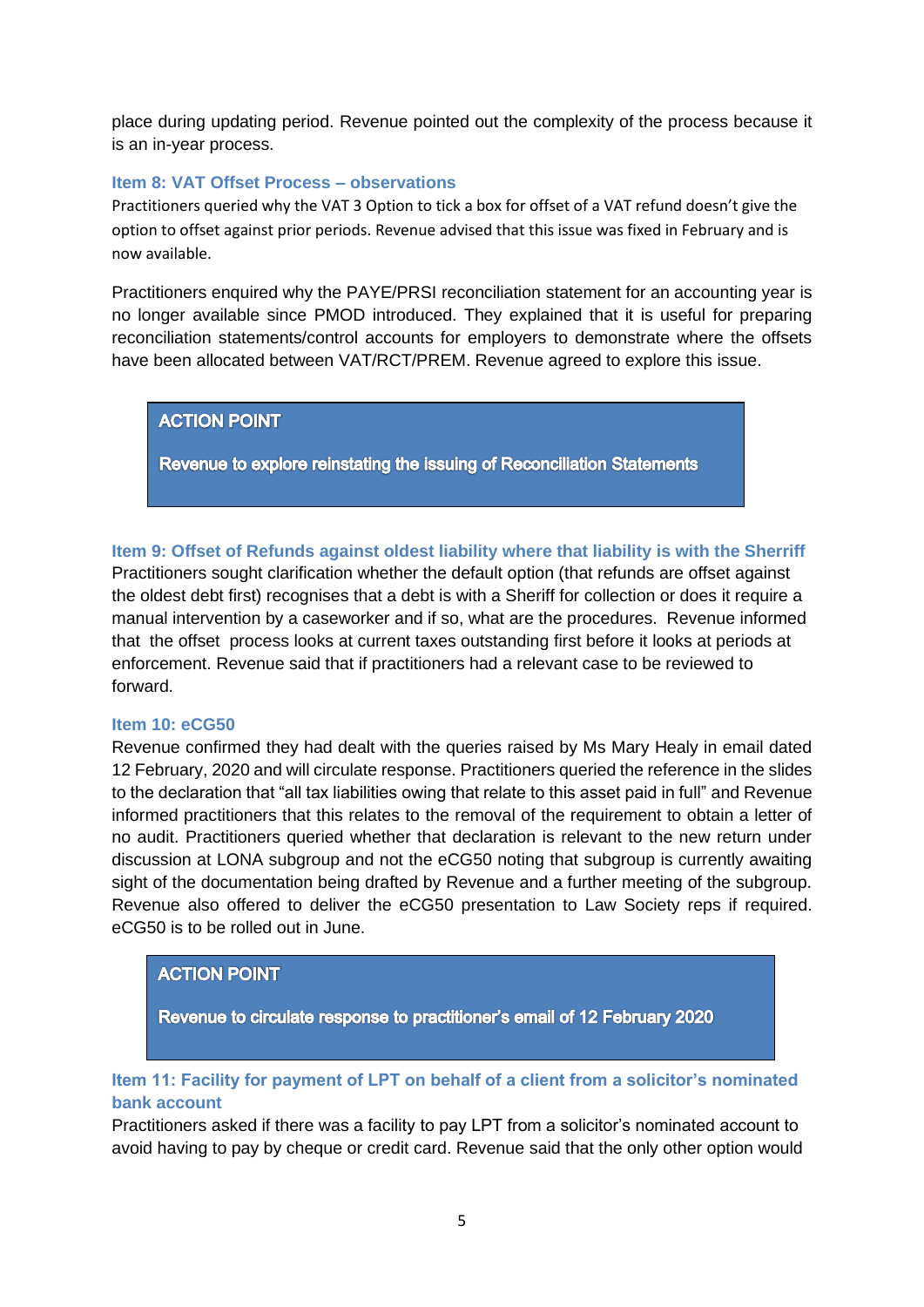place during updating period. Revenue pointed out the complexity of the process because it is an in-year process.

### Item 8: VAT Offset Process – observations

Practitioners queried why the VAT 3 Option to tick a box for offset of a VAT refund doesn't give the option to offset against prior periods. Revenue advised that this issue was fixed in February and is now available.

Practitioners enquired why the PAYE/PRSI reconciliation statement for an accounting year is no longer available since PMOD introduced. They explained that it is useful for preparing reconciliation statements/control accounts for employers to demonstrate where the offsets have been allocated between VAT/RCT/PREM. Revenue agreed to explore this issue.

> **ACTION POINT**
>
> **Revenue to explore reinstating the issuing of Reconciliation Statements**

### Item 9: Offset of Refunds against oldest liability where that liability is with the Sherriff

Practitioners sought clarification whether the default option (that refunds are offset against the oldest debt first) recognises that a debt is with a Sheriff for collection or does it require a manual intervention by a caseworker and if so, what are the procedures. Revenue informed that the offset process looks at current taxes outstanding first before it looks at periods at enforcement. Revenue said that if practitioners had a relevant case to be reviewed to forward.

### Item 10: eCG50

Revenue confirmed they had dealt with the queries raised by Ms Mary Healy in email dated 12 February, 2020 and will circulate response. Practitioners queried the reference in the slides to the declaration that "all tax liabilities owing that relate to this asset paid in full" and Revenue informed practitioners that this relates to the removal of the requirement to obtain a letter of no audit. Practitioners queried whether that declaration is relevant to the new return under discussion at LONA subgroup and not the eCG50 noting that subgroup is currently awaiting sight of the documentation being drafted by Revenue and a further meeting of the subgroup. Revenue also offered to deliver the eCG50 presentation to Law Society reps if required. eCG50 is to be rolled out in June.

> **ACTION POINT**
>
> **Revenue to circulate response to practitioner's email of 12 February 2020**

### Item 11: Facility for payment of LPT on behalf of a client from a solicitor's nominated bank account

Practitioners asked if there was a facility to pay LPT from a solicitor's nominated account to avoid having to pay by cheque or credit card. Revenue said that the only other option would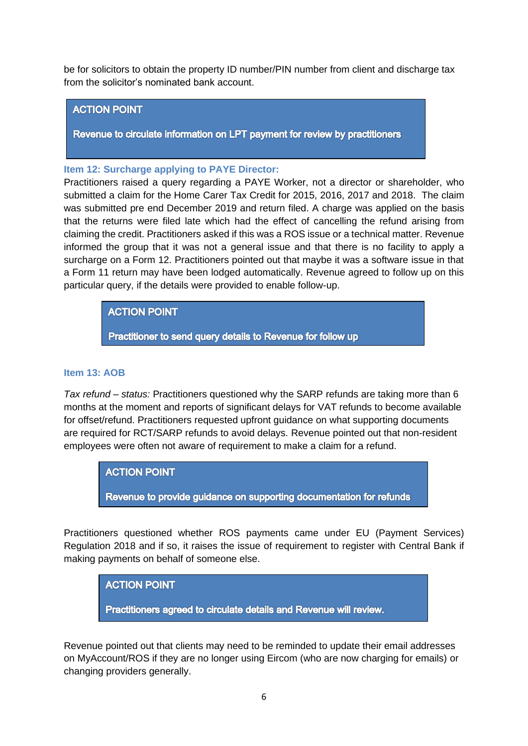be for solicitors to obtain the property ID number/PIN number from client and discharge tax from the solicitor's nominated bank account.

> **ACTION POINT**
>
> **Revenue to circulate information on LPT payment for review by practitioners**

### Item 12: Surcharge applying to PAYE Director:

Practitioners raised a query regarding a PAYE Worker, not a director or shareholder, who submitted a claim for the Home Carer Tax Credit for 2015, 2016, 2017 and 2018. The claim was submitted pre end December 2019 and return filed. A charge was applied on the basis that the returns were filed late which had the effect of cancelling the refund arising from claiming the credit. Practitioners asked if this was a ROS issue or a technical matter. Revenue informed the group that it was not a general issue and that there is no facility to apply a surcharge on a Form 12. Practitioners pointed out that maybe it was a software issue in that a Form 11 return may have been lodged automatically. Revenue agreed to follow up on this particular query, if the details were provided to enable follow-up.

> **ACTION POINT**
>
> **Practitioner to send query details to Revenue for follow up**

### Item 13: AOB

*Tax refund – status:* Practitioners questioned why the SARP refunds are taking more than 6 months at the moment and reports of significant delays for VAT refunds to become available for offset/refund. Practitioners requested upfront guidance on what supporting documents are required for RCT/SARP refunds to avoid delays. Revenue pointed out that non-resident employees were often not aware of requirement to make a claim for a refund.

> **ACTION POINT**
>
> **Revenue to provide guidance on supporting documentation for refunds**

Practitioners questioned whether ROS payments came under EU (Payment Services) Regulation 2018 and if so, it raises the issue of requirement to register with Central Bank if making payments on behalf of someone else.

> **ACTION POINT**
>
> **Practitioners agreed to circulate details and Revenue will review.**

Revenue pointed out that clients may need to be reminded to update their email addresses on MyAccount/ROS if they are no longer using Eircom (who are now charging for emails) or changing providers generally.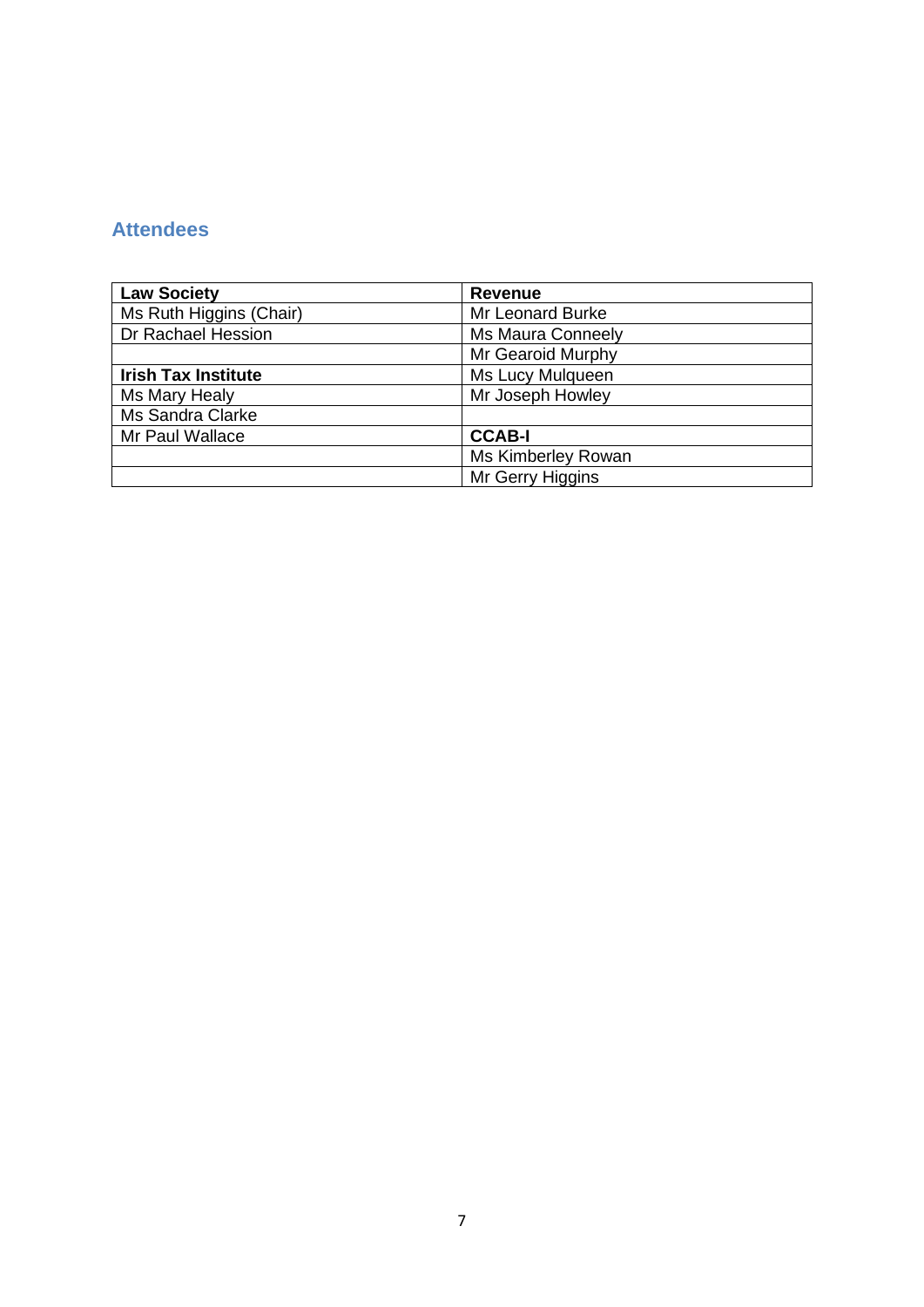## Attendees

| | |
|---|---|
| **Law Society** | **Revenue** |
| Ms Ruth Higgins (Chair) | Mr Leonard Burke |
| Dr Rachael Hession | Ms Maura Conneely |
| | Mr Gearoid Murphy |
| **Irish Tax Institute** | Ms Lucy Mulqueen |
| Ms Mary Healy | Mr Joseph Howley |
| Ms Sandra Clarke | |
| Mr Paul Wallace | **CCAB-I** |
| | Ms Kimberley Rowan |
| | Mr Gerry Higgins |